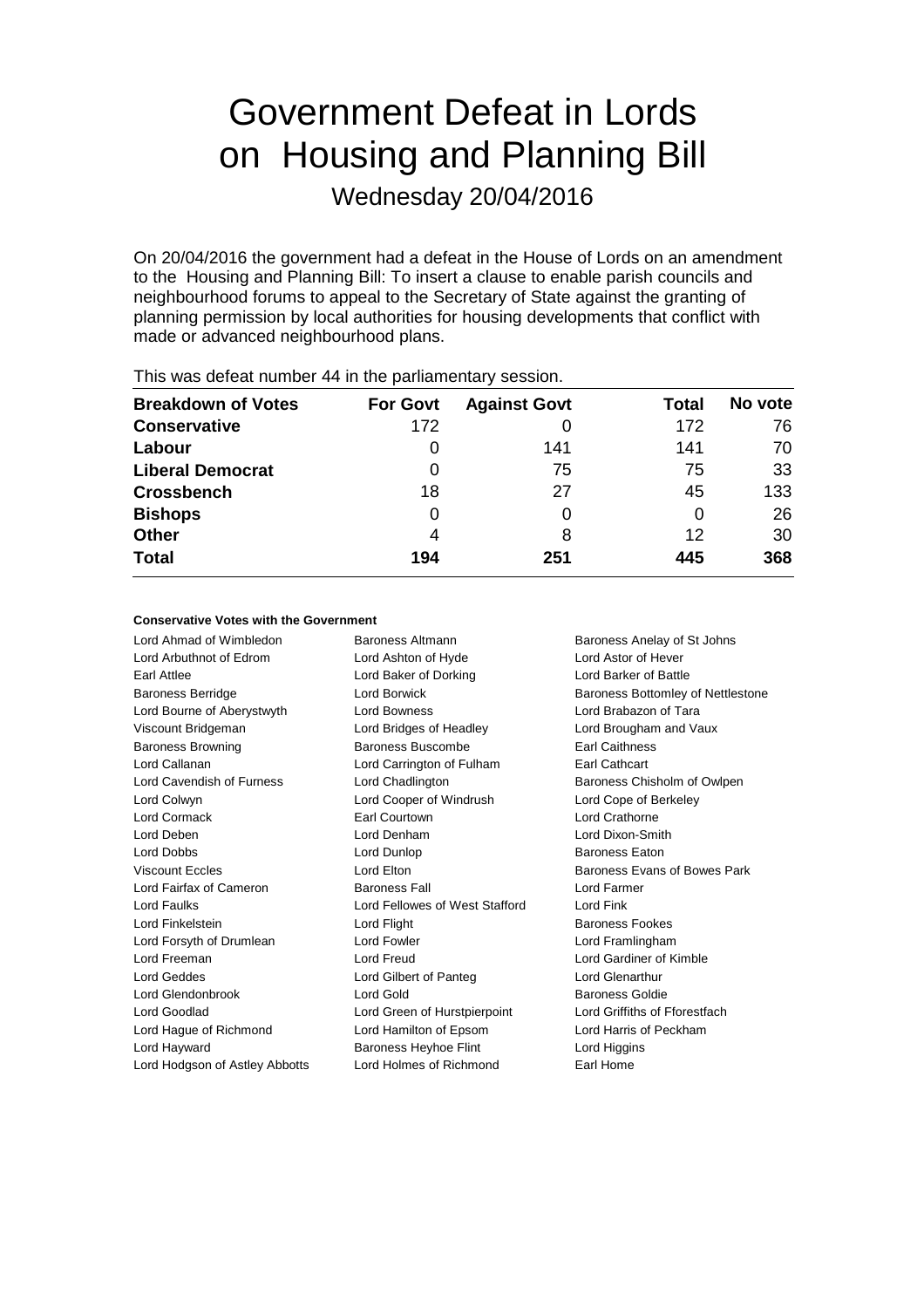# Government Defeat in Lords on Housing and Planning Bill

## Wednesday 20/04/2016

On 20/04/2016 the government had a defeat in the House of Lords on an amendment to the Housing and Planning Bill: To insert a clause to enable parish councils and neighbourhood forums to appeal to the Secretary of State against the granting of planning permission by local authorities for housing developments that conflict with made or advanced neighbourhood plans.

This was defeat number 44 in the parliamentary session.

| Breakdown of Votes | For Govt | Against Govt | Total | No vote |
|---|---|---|---|---|
| **Conservative** | 172 | 0 | 172 | 76 |
| **Labour** | 0 | 141 | 141 | 70 |
| **Liberal Democrat** | 0 | 75 | 75 | 33 |
| **Crossbench** | 18 | 27 | 45 | 133 |
| **Bishops** | 0 | 0 | 0 | 26 |
| **Other** | 4 | 8 | 12 | 30 |
| **Total** | **194** | **251** | **445** | **368** |

#### Conservative Votes with the Government

Lord Ahmad of Wimbledon
Baroness Altmann
Baroness Anelay of St Johns
Lord Arbuthnot of Edrom
Lord Ashton of Hyde
Lord Astor of Hever
Earl Attlee
Lord Baker of Dorking
Lord Barker of Battle
Baroness Berridge
Lord Borwick
Baroness Bottomley of Nettlestone
Lord Bourne of Aberystwyth
Lord Bowness
Lord Brabazon of Tara
Viscount Bridgeman
Lord Bridges of Headley
Lord Brougham and Vaux
Baroness Browning
Baroness Buscombe
Earl Caithness
Lord Callanan
Lord Carrington of Fulham
Earl Cathcart
Lord Cavendish of Furness
Lord Chadlington
Baroness Chisholm of Owlpen
Lord Colwyn
Lord Cooper of Windrush
Lord Cope of Berkeley
Lord Cormack
Earl Courtown
Lord Crathorne
Lord Deben
Lord Denham
Lord Dixon-Smith
Lord Dobbs
Lord Dunlop
Baroness Eaton
Viscount Eccles
Lord Elton
Baroness Evans of Bowes Park
Lord Fairfax of Cameron
Baroness Fall
Lord Farmer
Lord Faulks
Lord Fellowes of West Stafford
Lord Fink
Lord Finkelstein
Lord Flight
Baroness Fookes
Lord Forsyth of Drumlean
Lord Fowler
Lord Framlingham
Lord Freeman
Lord Freud
Lord Gardiner of Kimble
Lord Geddes
Lord Gilbert of Panteg
Lord Glenarthur
Lord Glendonbrook
Lord Gold
Baroness Goldie
Lord Goodlad
Lord Green of Hurstpierpoint
Lord Griffiths of Fforestfach
Lord Hague of Richmond
Lord Hamilton of Epsom
Lord Harris of Peckham
Lord Hayward
Baroness Heyhoe Flint
Lord Higgins
Lord Hodgson of Astley Abbotts
Lord Holmes of Richmond
Earl Home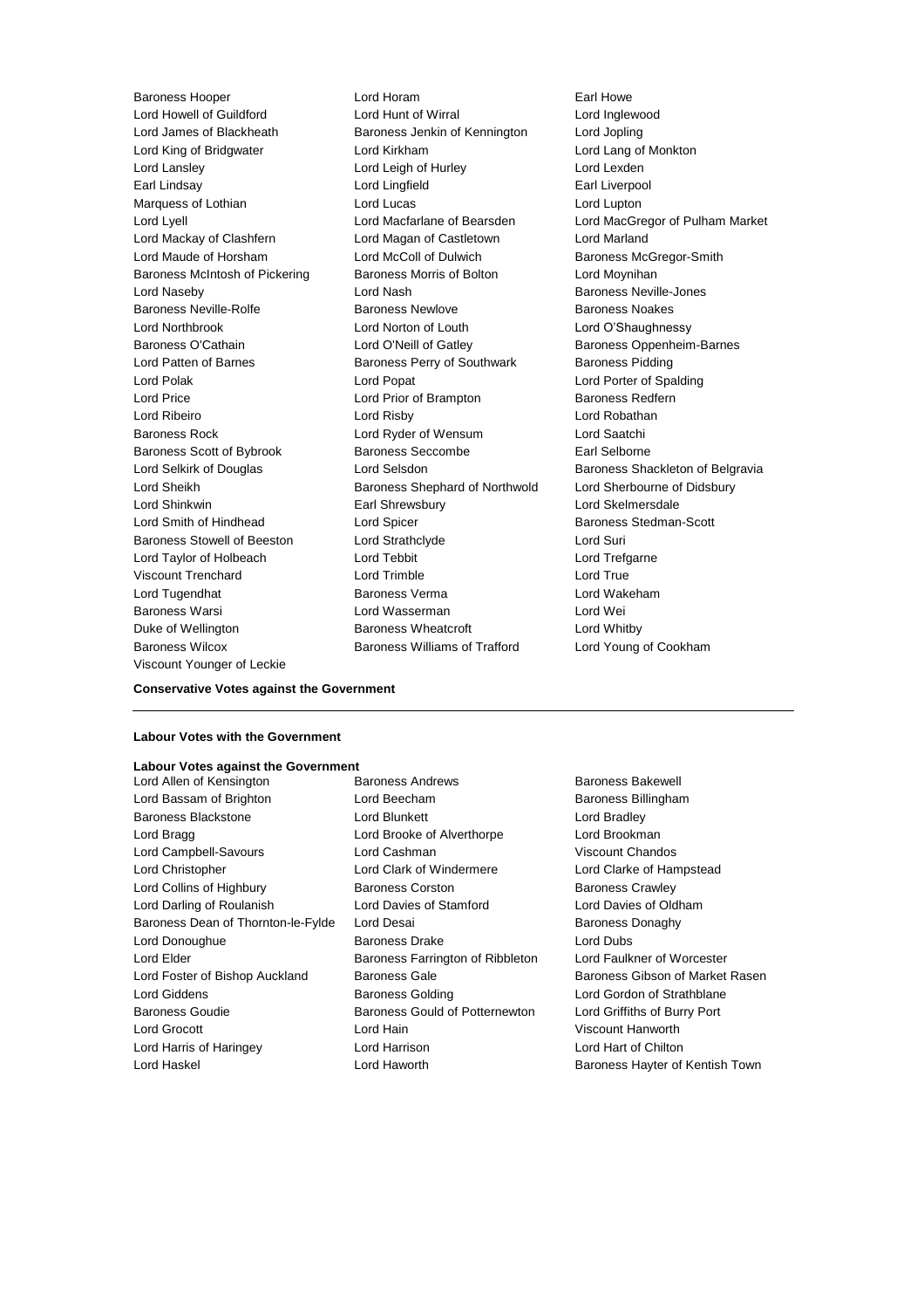Baroness Hooper
Lord Horam
Earl Howe
Lord Howell of Guildford
Lord Hunt of Wirral
Lord Inglewood
Lord James of Blackheath
Baroness Jenkin of Kennington
Lord Jopling
Lord King of Bridgwater
Lord Kirkham
Lord Lang of Monkton
Lord Lansley
Lord Leigh of Hurley
Lord Lexden
Earl Lindsay
Lord Lingfield
Earl Liverpool
Marquess of Lothian
Lord Lucas
Lord Lupton
Lord Lyell
Lord Macfarlane of Bearsden
Lord MacGregor of Pulham Market
Lord Mackay of Clashfern
Lord Magan of Castletown
Lord Marland
Lord Maude of Horsham
Lord McColl of Dulwich
Baroness McGregor-Smith
Baroness McIntosh of Pickering
Baroness Morris of Bolton
Lord Moynihan
Lord Naseby
Lord Nash
Baroness Neville-Jones
Baroness Neville-Rolfe
Baroness Newlove
Baroness Noakes
Lord Northbrook
Lord Norton of Louth
Lord O'Shaughnessy
Baroness O'Cathain
Lord O'Neill of Gatley
Baroness Oppenheim-Barnes
Lord Patten of Barnes
Baroness Perry of Southwark
Baroness Pidding
Lord Polak
Lord Popat
Lord Porter of Spalding
Lord Price
Lord Prior of Brampton
Baroness Redfern
Lord Ribeiro
Lord Risby
Lord Robathan
Baroness Rock
Lord Ryder of Wensum
Lord Saatchi
Baroness Scott of Bybrook
Baroness Seccombe
Earl Selborne
Lord Selkirk of Douglas
Lord Selsdon
Baroness Shackleton of Belgravia
Lord Sheikh
Baroness Shephard of Northwold
Lord Sherbourne of Didsbury
Lord Shinkwin
Earl Shrewsbury
Lord Skelmersdale
Lord Smith of Hindhead
Lord Spicer
Baroness Stedman-Scott
Baroness Stowell of Beeston
Lord Strathclyde
Lord Suri
Lord Taylor of Holbeach
Lord Tebbit
Lord Trefgarne
Viscount Trenchard
Lord Trimble
Lord True
Lord Tugendhat
Baroness Verma
Lord Wakeham
Baroness Warsi
Lord Wasserman
Lord Wei
Duke of Wellington
Baroness Wheatcroft
Lord Whitby
Baroness Wilcox
Baroness Williams of Trafford
Lord Young of Cookham
Viscount Younger of Leckie

**Conservative Votes against the Government**

---

**Labour Votes with the Government**

**Labour Votes against the Government**

Lord Allen of Kensington
Baroness Andrews
Baroness Bakewell
Lord Bassam of Brighton
Lord Beecham
Baroness Billingham
Baroness Blackstone
Lord Blunkett
Lord Bradley
Lord Bragg
Lord Brooke of Alverthorpe
Lord Brookman
Lord Campbell-Savours
Lord Cashman
Viscount Chandos
Lord Christopher
Lord Clark of Windermere
Lord Clarke of Hampstead
Lord Collins of Highbury
Baroness Corston
Baroness Crawley
Lord Darling of Roulanish
Lord Davies of Stamford
Lord Davies of Oldham
Baroness Dean of Thornton-le-Fylde
Lord Desai
Baroness Donaghy
Lord Donoughue
Baroness Drake
Lord Dubs
Lord Elder
Baroness Farrington of Ribbleton
Lord Faulkner of Worcester
Lord Foster of Bishop Auckland
Baroness Gale
Baroness Gibson of Market Rasen
Lord Giddens
Baroness Golding
Lord Gordon of Strathblane
Baroness Goudie
Baroness Gould of Potternewton
Lord Griffiths of Burry Port
Lord Grocott
Lord Hain
Viscount Hanworth
Lord Harris of Haringey
Lord Harrison
Lord Hart of Chilton
Lord Haskel
Lord Haworth
Baroness Hayter of Kentish Town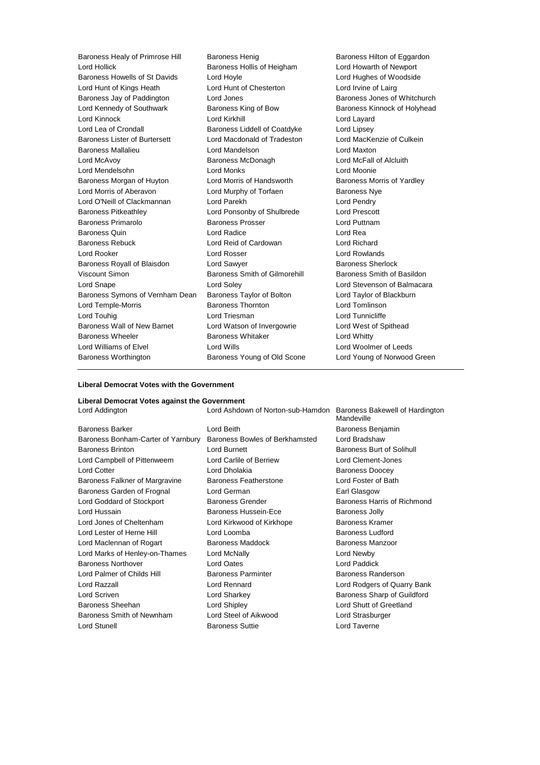Baroness Healy of Primrose Hill
Baroness Henig
Baroness Hilton of Eggardon
Lord Hollick
Baroness Hollis of Heigham
Lord Howarth of Newport
Baroness Howells of St Davids
Lord Hoyle
Lord Hughes of Woodside
Lord Hunt of Kings Heath
Lord Hunt of Chesterton
Lord Irvine of Lairg
Baroness Jay of Paddington
Lord Jones
Baroness Jones of Whitchurch
Lord Kennedy of Southwark
Baroness King of Bow
Baroness Kinnock of Holyhead
Lord Kinnock
Lord Kirkhill
Lord Layard
Lord Lea of Crondall
Baroness Liddell of Coatdyke
Lord Lipsey
Baroness Lister of Burtersett
Lord Macdonald of Tradeston
Lord MacKenzie of Culkein
Baroness Mallalieu
Lord Mandelson
Lord Maxton
Lord McAvoy
Baroness McDonagh
Lord McFall of Alcluith
Lord Mendelsohn
Lord Monks
Lord Moonie
Baroness Morgan of Huyton
Lord Morris of Handsworth
Baroness Morris of Yardley
Lord Morris of Aberavon
Lord Murphy of Torfaen
Baroness Nye
Lord O'Neill of Clackmannan
Lord Parekh
Lord Pendry
Baroness Pitkeathley
Lord Ponsonby of Shulbrede
Lord Prescott
Baroness Primarolo
Baroness Prosser
Lord Puttnam
Baroness Quin
Lord Radice
Lord Rea
Baroness Rebuck
Lord Reid of Cardowan
Lord Richard
Lord Rooker
Lord Rosser
Lord Rowlands
Baroness Royall of Blaisdon
Lord Sawyer
Baroness Sherlock
Viscount Simon
Baroness Smith of Gilmorehill
Baroness Smith of Basildon
Lord Snape
Lord Soley
Lord Stevenson of Balmacara
Baroness Symons of Vernham Dean
Baroness Taylor of Bolton
Lord Taylor of Blackburn
Lord Temple-Morris
Baroness Thornton
Lord Tomlinson
Lord Touhig
Lord Triesman
Lord Tunnicliffe
Baroness Wall of New Barnet
Lord Watson of Invergowrie
Lord West of Spithead
Baroness Wheeler
Baroness Whitaker
Lord Whitty
Lord Williams of Elvel
Lord Wills
Lord Woolmer of Leeds
Baroness Worthington
Baroness Young of Old Scone
Lord Young of Norwood Green

---

**Liberal Democrat Votes with the Government**

**Liberal Democrat Votes against the Government**

Lord Addington
Lord Ashdown of Norton-sub-Hamdon
Baroness Bakewell of Hardington Mandeville
Baroness Barker
Lord Beith
Baroness Benjamin
Baroness Bonham-Carter of Yarnbury
Baroness Bowles of Berkhamsted
Lord Bradshaw
Baroness Brinton
Lord Burnett
Baroness Burt of Solihull
Lord Campbell of Pittenweem
Lord Carlile of Berriew
Lord Clement-Jones
Lord Cotter
Lord Dholakia
Baroness Doocey
Baroness Falkner of Margravine
Baroness Featherstone
Lord Foster of Bath
Baroness Garden of Frognal
Lord German
Earl Glasgow
Lord Goddard of Stockport
Baroness Grender
Baroness Harris of Richmond
Lord Hussain
Baroness Hussein-Ece
Baroness Jolly
Lord Jones of Cheltenham
Lord Kirkwood of Kirkhope
Baroness Kramer
Lord Lester of Herne Hill
Lord Loomba
Baroness Ludford
Lord Maclennan of Rogart
Baroness Maddock
Baroness Manzoor
Lord Marks of Henley-on-Thames
Lord McNally
Lord Newby
Baroness Northover
Lord Oates
Lord Paddick
Lord Palmer of Childs Hill
Baroness Parminter
Baroness Randerson
Lord Razzall
Lord Rennard
Lord Rodgers of Quarry Bank
Lord Scriven
Lord Sharkey
Baroness Sharp of Guildford
Baroness Sheehan
Lord Shipley
Lord Shutt of Greetland
Baroness Smith of Newnham
Lord Steel of Aikwood
Lord Strasburger
Lord Stunell
Baroness Suttie
Lord Taverne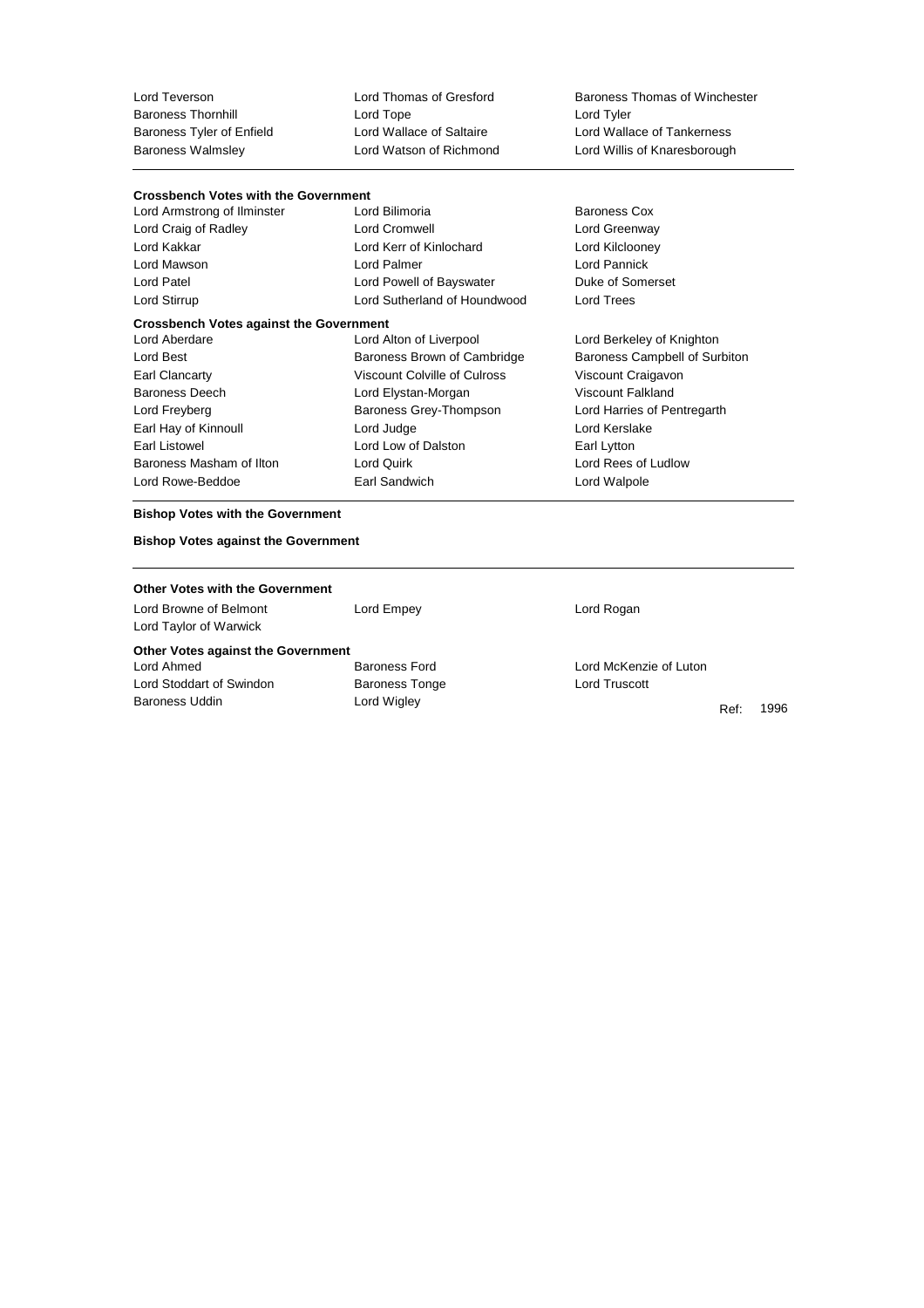| | | |
|---|---|---|
| Lord Teverson | Lord Thomas of Gresford | Baroness Thomas of Winchester |
| Baroness Thornhill | Lord Tope | Lord Tyler |
| Baroness Tyler of Enfield | Lord Wallace of Saltaire | Lord Wallace of Tankerness |
| Baroness Walmsley | Lord Watson of Richmond | Lord Willis of Knaresborough |

**Crossbench Votes with the Government**

| | | |
|---|---|---|
| Lord Armstrong of Ilminster | Lord Bilimoria | Baroness Cox |
| Lord Craig of Radley | Lord Cromwell | Lord Greenway |
| Lord Kakkar | Lord Kerr of Kinlochard | Lord Kilclooney |
| Lord Mawson | Lord Palmer | Lord Pannick |
| Lord Patel | Lord Powell of Bayswater | Duke of Somerset |
| Lord Stirrup | Lord Sutherland of Houndwood | Lord Trees |

**Crossbench Votes against the Government**

| | | |
|---|---|---|
| Lord Aberdare | Lord Alton of Liverpool | Lord Berkeley of Knighton |
| Lord Best | Baroness Brown of Cambridge | Baroness Campbell of Surbiton |
| Earl Clancarty | Viscount Colville of Culross | Viscount Craigavon |
| Baroness Deech | Lord Elystan-Morgan | Viscount Falkland |
| Lord Freyberg | Baroness Grey-Thompson | Lord Harries of Pentregarth |
| Earl Hay of Kinnoull | Lord Judge | Lord Kerslake |
| Earl Listowel | Lord Low of Dalston | Earl Lytton |
| Baroness Masham of Ilton | Lord Quirk | Lord Rees of Ludlow |
| Lord Rowe-Beddoe | Earl Sandwich | Lord Walpole |

**Bishop Votes with the Government**

**Bishop Votes against the Government**

**Other Votes with the Government**

| | | |
|---|---|---|
| Lord Browne of Belmont | Lord Empey | Lord Rogan |
| Lord Taylor of Warwick | | |

**Other Votes against the Government**

| | | |
|---|---|---|
| Lord Ahmed | Baroness Ford | Lord McKenzie of Luton |
| Lord Stoddart of Swindon | Baroness Tonge | Lord Truscott |
| Baroness Uddin | Lord Wigley | |

Ref: 1996